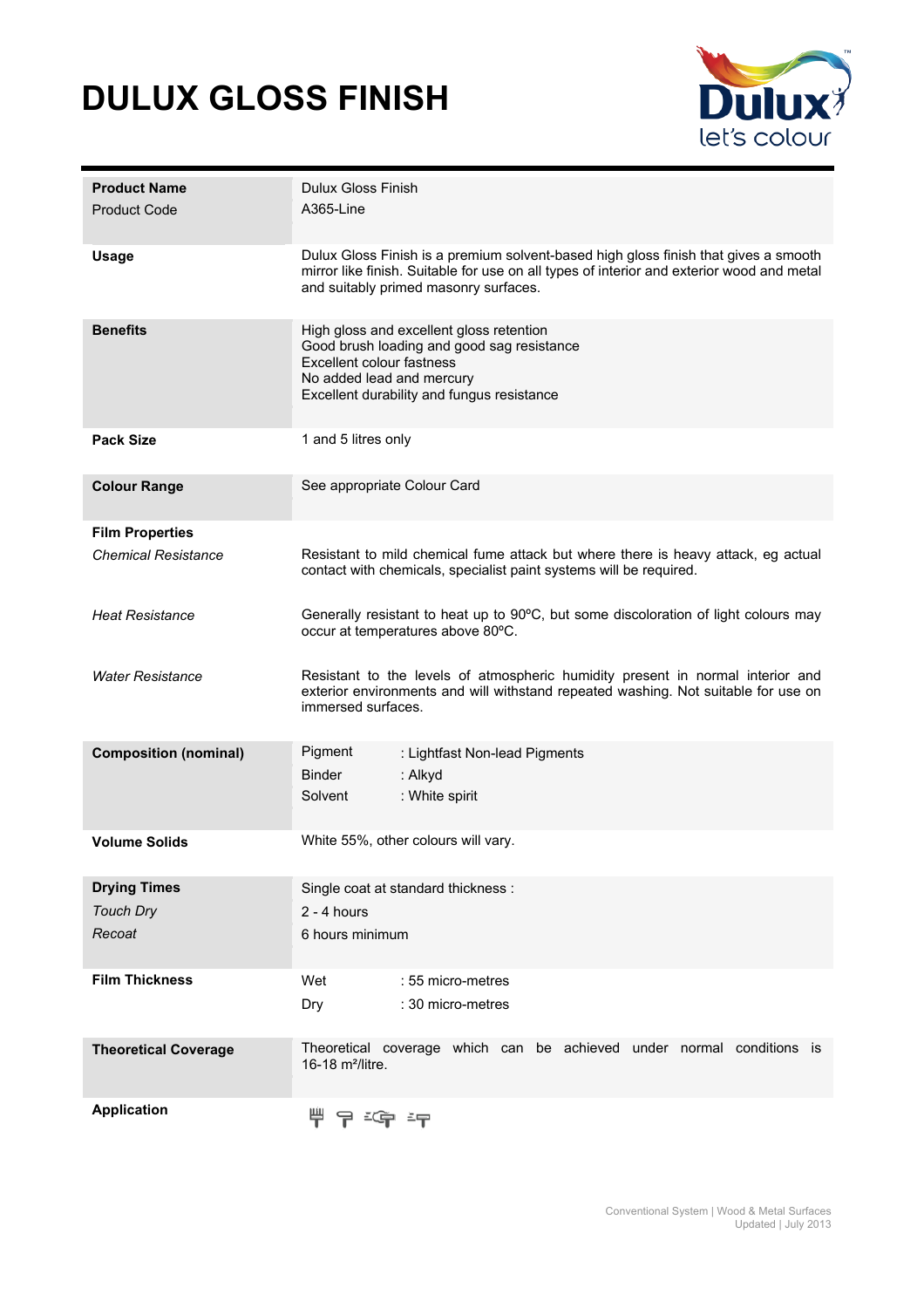# DULUX GLOSS FINISH

| | |
|---|---|
| **Product Name** | Dulux Gloss Finish |
| Product Code | A365-Line |
| **Usage** | Dulux Gloss Finish is a premium solvent-based high gloss finish that gives a smooth mirror like finish. Suitable for use on all types of interior and exterior wood and metal and suitably primed masonry surfaces. |
| **Benefits** | High gloss and excellent gloss retention<br>Good brush loading and good sag resistance<br>Excellent colour fastness<br>No added lead and mercury<br>Excellent durability and fungus resistance |
| **Pack Size** | 1 and 5 litres only |
| **Colour Range** | See appropriate Colour Card |
| **Film Properties** | |
| *Chemical Resistance* | Resistant to mild chemical fume attack but where there is heavy attack, eg actual contact with chemicals, specialist paint systems will be required. |
| *Heat Resistance* | Generally resistant to heat up to 90ºC, but some discoloration of light colours may occur at temperatures above 80ºC. |
| *Water Resistance* | Resistant to the levels of atmospheric humidity present in normal interior and exterior environments and will withstand repeated washing. Not suitable for use on immersed surfaces. |
| **Composition (nominal)** | Pigment : Lightfast Non-lead Pigments<br>Binder : Alkyd<br>Solvent : White spirit |
| **Volume Solids** | White 55%, other colours will vary. |
| **Drying Times** | Single coat at standard thickness : |
| *Touch Dry* | 2 - 4 hours |
| *Recoat* | 6 hours minimum |
| **Film Thickness** | Wet : 55 micro-metres<br>Dry : 30 micro-metres |
| **Theoretical Coverage** | Theoretical coverage which can be achieved under normal conditions is 16-18 m²/litre. |
| **Application** | |

Conventional System | Wood & Metal Surfaces
Updated | July 2013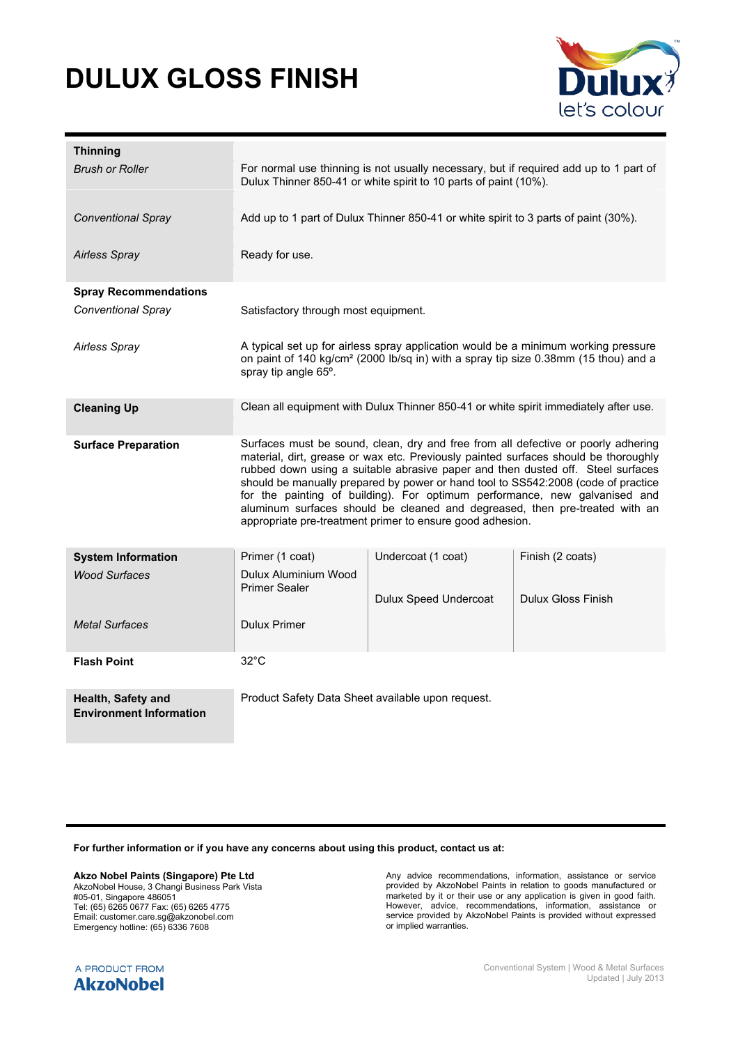# DULUX GLOSS FINISH

| | |
|---|---|
| **Thinning** | |
| *Brush or Roller* | For normal use thinning is not usually necessary, but if required add up to 1 part of Dulux Thinner 850-41 or white spirit to 10 parts of paint (10%). |
| *Conventional Spray* | Add up to 1 part of Dulux Thinner 850-41 or white spirit to 3 parts of paint (30%). |
| *Airless Spray* | Ready for use. |
| **Spray Recommendations** | |
| *Conventional Spray* | Satisfactory through most equipment. |
| *Airless Spray* | A typical set up for airless spray application would be a minimum working pressure on paint of 140 kg/cm² (2000 lb/sq in) with a spray tip size 0.38mm (15 thou) and a spray tip angle 65º. |
| **Cleaning Up** | Clean all equipment with Dulux Thinner 850-41 or white spirit immediately after use. |
| **Surface Preparation** | Surfaces must be sound, clean, dry and free from all defective or poorly adhering material, dirt, grease or wax etc. Previously painted surfaces should be thoroughly rubbed down using a suitable abrasive paper and then dusted off. Steel surfaces should be manually prepared by power or hand tool to SS542:2008 (code of practice for the painting of building). For optimum performance, new galvanised and aluminum surfaces should be cleaned and degreased, then pre-treated with an appropriate pre-treatment primer to ensure good adhesion. |

| **System Information** | Primer (1 coat) | Undercoat (1 coat) | Finish (2 coats) |
|---|---|---|---|
| *Wood Surfaces* | Dulux Aluminium Wood Primer Sealer | Dulux Speed Undercoat | Dulux Gloss Finish |
| *Metal Surfaces* | Dulux Primer | | |

| | |
|---|---|
| **Flash Point** | 32°C |
| **Health, Safety and Environment Information** | Product Safety Data Sheet available upon request. |

**For further information or if you have any concerns about using this product, contact us at:**

**Akzo Nobel Paints (Singapore) Pte Ltd**
AkzoNobel House, 3 Changi Business Park Vista
#05-01, Singapore 486051
Tel: (65) 6265 0677 Fax: (65) 6265 4775
Email: customer.care.sg@akzonobel.com
Emergency hotline: (65) 6336 7608

Any advice recommendations, information, assistance or service provided by AkzoNobel Paints in relation to goods manufactured or marketed by it or their use or any application is given in good faith. However, advice, recommendations, information, assistance or service provided by AkzoNobel Paints is provided without expressed or implied warranties.

A PRODUCT FROM AkzoNobel

Conventional System | Wood & Metal Surfaces
Updated | July 2013